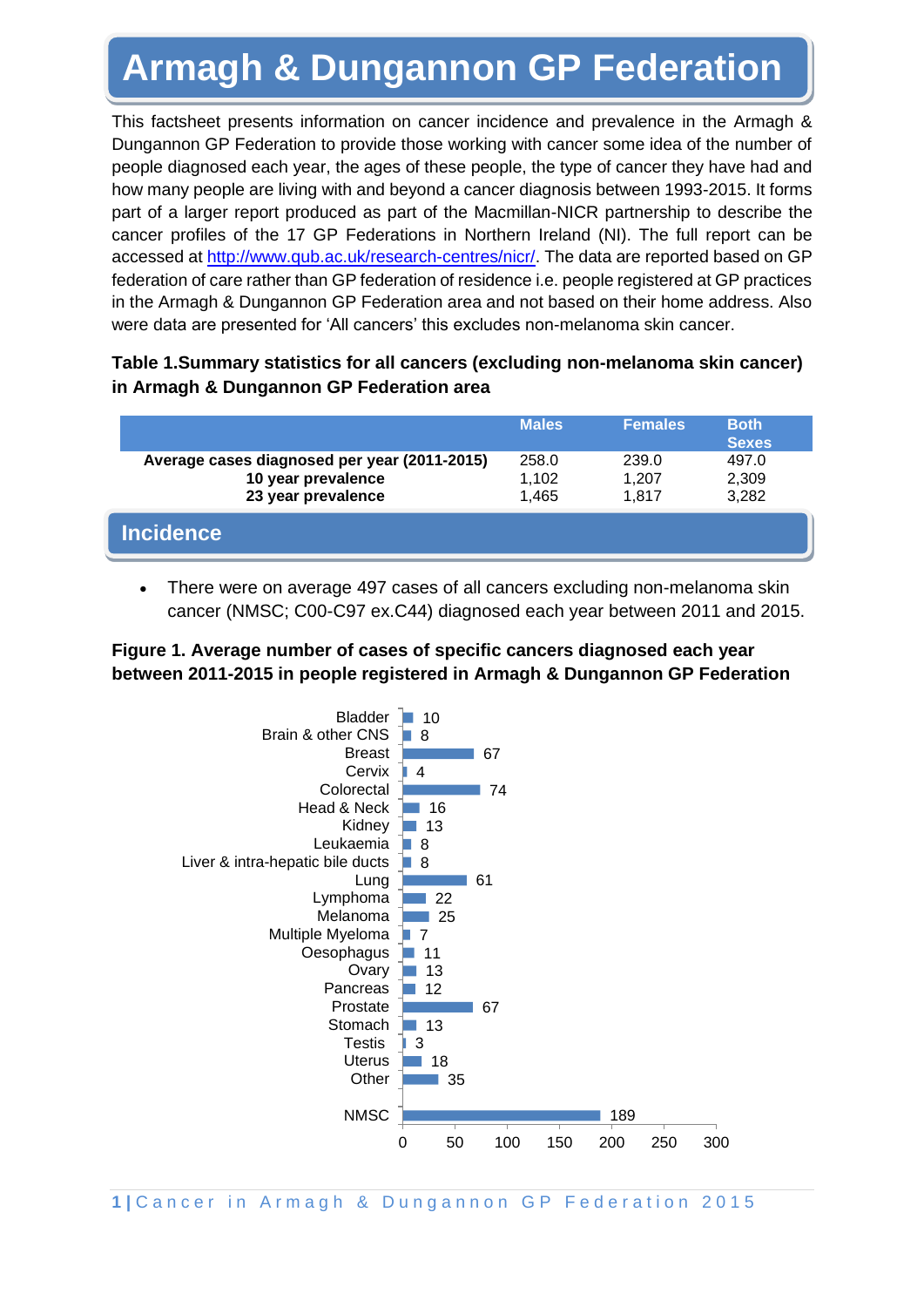# Armagh & Dungannon GP Federation

This factsheet presents information on cancer incidence and prevalence in the Armagh & Dungannon GP Federation to provide those working with cancer some idea of the number of people diagnosed each year, the ages of these people, the type of cancer they have had and how many people are living with and beyond a cancer diagnosis between 1993-2015. It forms part of a larger report produced as part of the Macmillan-NICR partnership to describe the cancer profiles of the 17 GP Federations in Northern Ireland (NI). The full report can be accessed at http://www.qub.ac.uk/research-centres/nicr/. The data are reported based on GP federation of care rather than GP federation of residence i.e. people registered at GP practices in the Armagh & Dungannon GP Federation area and not based on their home address. Also were data are presented for 'All cancers' this excludes non-melanoma skin cancer.

**Table 1.Summary statistics for all cancers (excluding non-melanoma skin cancer) in Armagh & Dungannon GP Federation area**

| | Males | Females | Both Sexes |
|---|---|---|---|
| **Average cases diagnosed per year (2011-2015)** | 258.0 | 239.0 | 497.0 |
| **10 year prevalence** | 1,102 | 1,207 | 2,309 |
| **23 year prevalence** | 1,465 | 1,817 | 3,282 |

## Incidence

- There were on average 497 cases of all cancers excluding non-melanoma skin cancer (NMSC; C00-C97 ex.C44) diagnosed each year between 2011 and 2015.

**Figure 1. Average number of cases of specific cancers diagnosed each year between 2011-2015 in people registered in Armagh & Dungannon GP Federation**

| Cancer | Average cases per year |
|---|---|
| Bladder | 10 |
| Brain & other CNS | 8 |
| Breast | 67 |
| Cervix | 4 |
| Colorectal | 74 |
| Head & Neck | 16 |
| Kidney | 13 |
| Leukaemia | 8 |
| Liver & intra-hepatic bile ducts | 8 |
| Lung | 61 |
| Lymphoma | 22 |
| Melanoma | 25 |
| Multiple Myeloma | 7 |
| Oesophagus | 11 |
| Ovary | 13 |
| Pancreas | 12 |
| Prostate | 67 |
| Stomach | 13 |
| Testis | 3 |
| Uterus | 18 |
| Other | 35 |
| NMSC | 189 |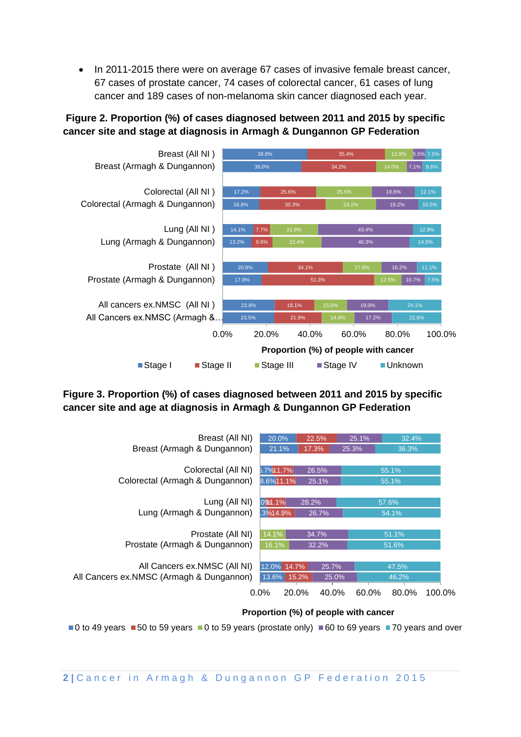- In 2011-2015 there were on average 67 cases of invasive female breast cancer, 67 cases of prostate cancer, 74 cases of colorectal cancer, 61 cases of lung cancer and 189 cases of non-melanoma skin cancer diagnosed each year.

**Figure 2. Proportion (%) of cases diagnosed between 2011 and 2015 by specific cancer site and stage at diagnosis in Armagh & Dungannon GP Federation**

| | Stage I | Stage II | Stage III | Stage IV | Unknown |
|---|---|---|---|---|---|
| Breast (All NI ) | 38.8% | 35.4% | 12.9% | 5.5% | 7.5% |
| Breast (Armagh & Dungannon) | 36.0% | 34.2% | 14.0% | 7.1% | 8.6% |
| Colorectal (All NI ) | 17.2% | 25.6% | 25.5% | 19.6% | 12.1% |
| Colorectal (Armagh & Dungannon) | 16.8% | 30.3% | 23.2% | 19.2% | 10.5% |
| Lung (All NI ) | 14.1% | 7.7% | 21.8% | 43.4% | 12.9% |
| Lung (Armagh & Dungannon) | 13.2% | 9.6% | 22.4% | 40.3% | 14.5% |
| Prostate (All NI ) | 20.8% | 34.1% | 17.8% | 16.2% | 11.1% |
| Prostate (Armagh & Dungannon) | 17.9% | 51.3% | 12.5% | 10.7% | 7.5% |
| All cancers ex.NMSC (All NI ) | 23.8% | 18.1% | 15.0% | 19.0% | 24.1% |
| All Cancers ex.NMSC (Armagh &... | 23.5% | 21.9% | 14.8% | 17.2% | 22.6% |

Proportion (%) of people with cancer

**Figure 3. Proportion (%) of cases diagnosed between 2011 and 2015 by specific cancer site and age at diagnosis in Armagh & Dungannon GP Federation**

| | 0 to 49 years | 50 to 59 years | 0 to 59 years (prostate only) | 60 to 69 years | 70 years and over |
|---|---|---|---|---|---|
| Breast (All NI) | 20.0% | 22.5% | | 25.1% | 32.4% |
| Breast (Armagh & Dungannon) | 21.1% | 17.3% | | 25.3% | 36.3% |
| Colorectal (All NI) | 6.7% | 11.7% | | 26.5% | 55.1% |
| Colorectal (Armagh & Dungannon) | 8.6% | 11.1% | | 25.1% | 55.1% |
| Lung (All NI) | 3.0% | 11.1% | | 28.2% | 57.6% |
| Lung (Armagh & Dungannon) | 4.3% | 14.9% | | 26.7% | 54.1% |
| Prostate (All NI) | | | 14.1% | 34.7% | 51.1% |
| Prostate (Armagh & Dungannon) | | | 16.1% | 32.2% | 51.6% |
| All Cancers ex.NMSC (All NI) | 12.0% | 14.7% | | 25.7% | 47.5% |
| All Cancers ex.NMSC (Armagh & Dungannon) | 13.6% | 15.2% | | 25.0% | 46.2% |

Proportion (%) of people with cancer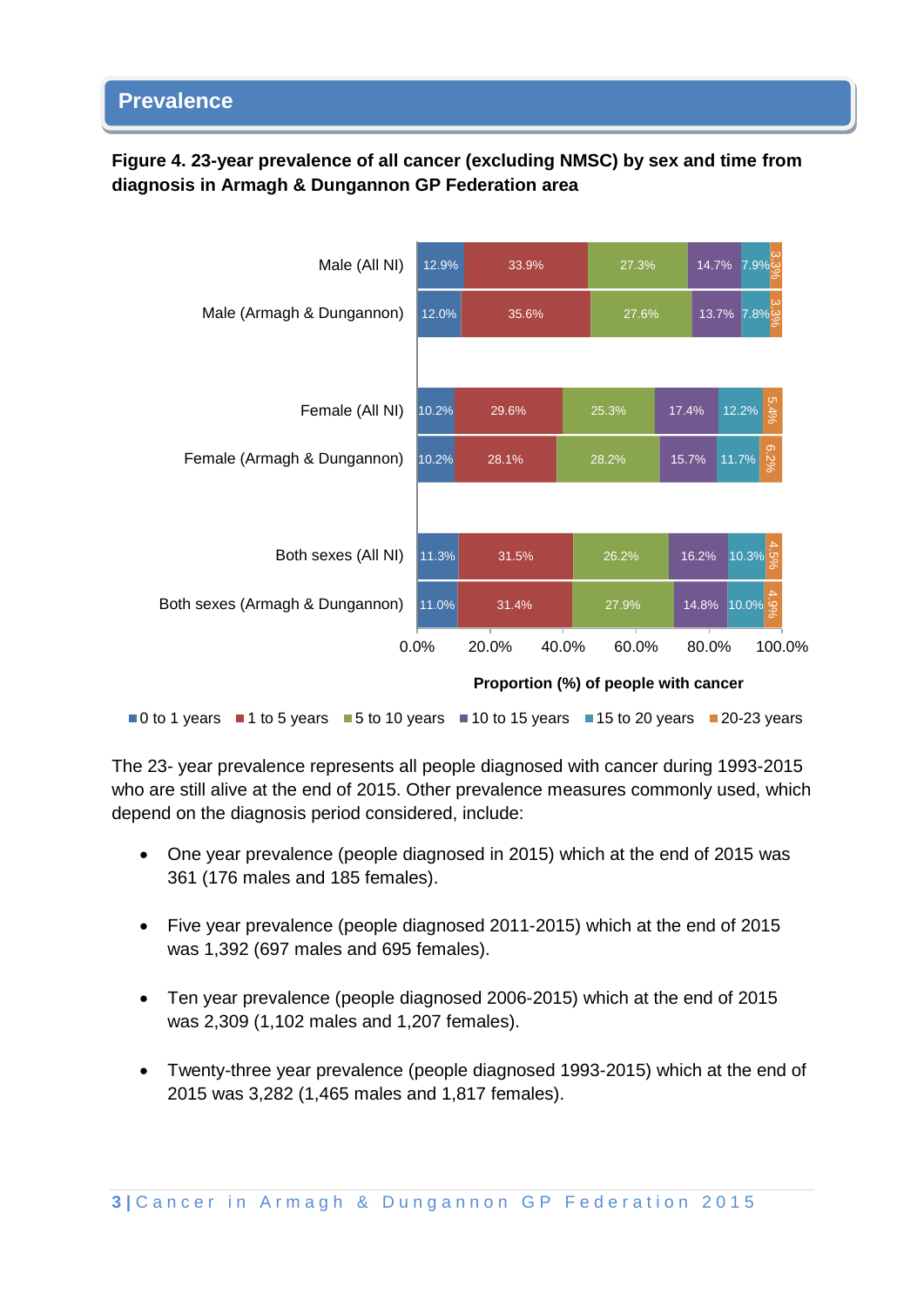## Prevalence

**Figure 4. 23-year prevalence of all cancer (excluding NMSC) by sex and time from diagnosis in Armagh & Dungannon GP Federation area**

| | 0 to 1 years | 1 to 5 years | 5 to 10 years | 10 to 15 years | 15 to 20 years | 20-23 years |
|---|---|---|---|---|---|---|
| Male (All NI) | 12.9% | 33.9% | 27.3% | 14.7% | 7.9% | 3.3% |
| Male (Armagh & Dungannon) | 12.0% | 35.6% | 27.6% | 13.7% | 7.8% | 3.3% |
| Female (All NI) | 10.2% | 29.6% | 25.3% | 17.4% | 12.2% | 5.4% |
| Female (Armagh & Dungannon) | 10.2% | 28.1% | 28.2% | 15.7% | 11.7% | 6.2% |
| Both sexes (All NI) | 11.3% | 31.5% | 26.2% | 16.2% | 10.3% | 4.5% |
| Both sexes (Armagh & Dungannon) | 11.0% | 31.4% | 27.9% | 14.8% | 10.0% | 4.9% |

Proportion (%) of people with cancer

The 23- year prevalence represents all people diagnosed with cancer during 1993-2015 who are still alive at the end of 2015. Other prevalence measures commonly used, which depend on the diagnosis period considered, include:

- One year prevalence (people diagnosed in 2015) which at the end of 2015 was 361 (176 males and 185 females).
- Five year prevalence (people diagnosed 2011-2015) which at the end of 2015 was 1,392 (697 males and 695 females).
- Ten year prevalence (people diagnosed 2006-2015) which at the end of 2015 was 2,309 (1,102 males and 1,207 females).
- Twenty-three year prevalence (people diagnosed 1993-2015) which at the end of 2015 was 3,282 (1,465 males and 1,817 females).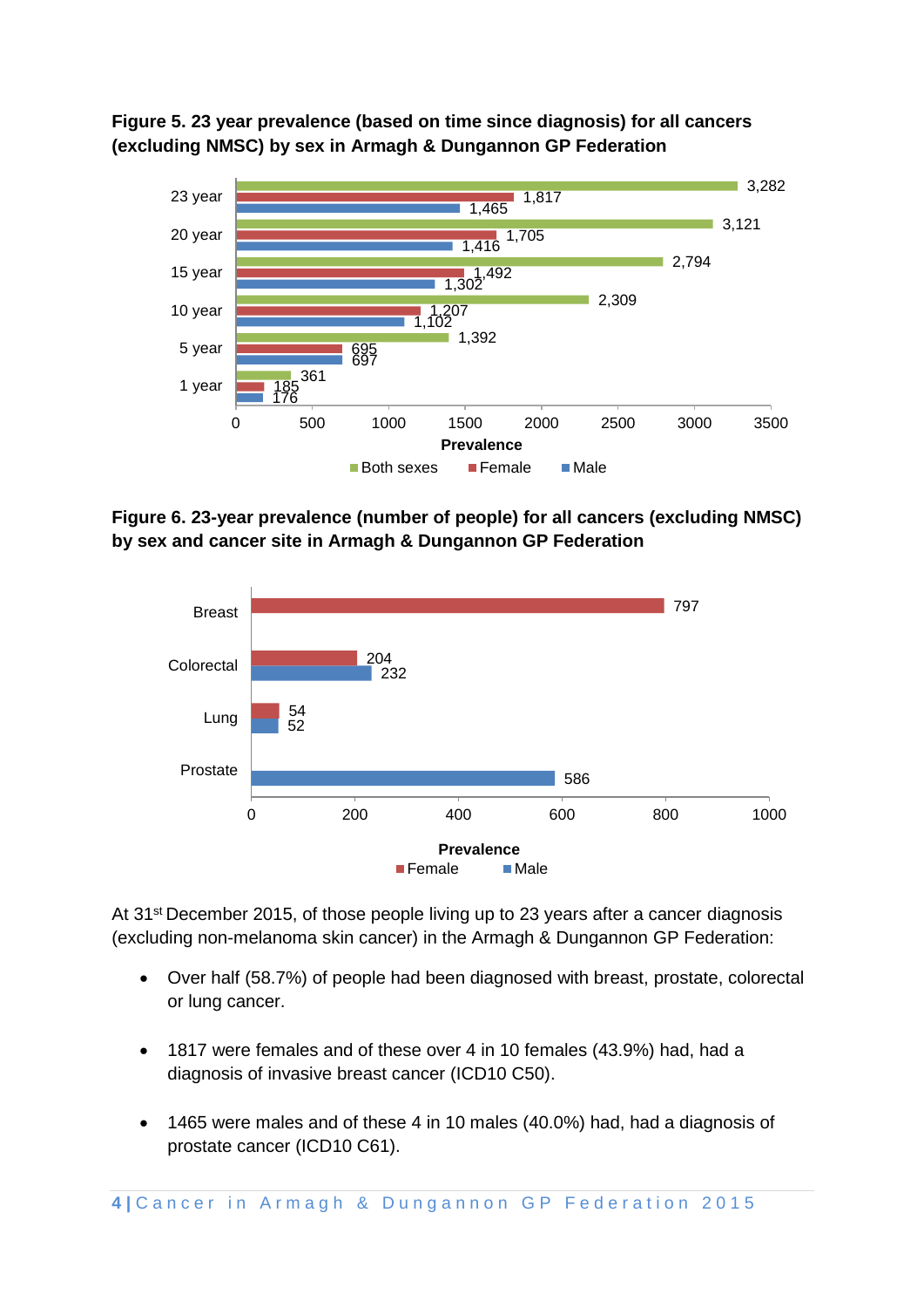**Figure 5. 23 year prevalence (based on time since diagnosis) for all cancers (excluding NMSC) by sex in Armagh & Dungannon GP Federation**

| | Both sexes | Female | Male |
|---|---|---|---|
| 23 year | 3,282 | 1,817 | 1,465 |
| 20 year | 3,121 | 1,705 | 1,416 |
| 15 year | 2,794 | 1,492 | 1,302 |
| 10 year | 2,309 | 1,207 | 1,102 |
| 5 year | 1,392 | 695 | 697 |
| 1 year | 361 | 185 | 176 |

**Figure 6. 23-year prevalence (number of people) for all cancers (excluding NMSC) by sex and cancer site in Armagh & Dungannon GP Federation**

| | Female | Male |
|---|---|---|
| Breast | 797 | |
| Colorectal | 204 | 232 |
| Lung | 54 | 52 |
| Prostate | | 586 |

At 31st December 2015, of those people living up to 23 years after a cancer diagnosis (excluding non-melanoma skin cancer) in the Armagh & Dungannon GP Federation:

- Over half (58.7%) of people had been diagnosed with breast, prostate, colorectal or lung cancer.
- 1817 were females and of these over 4 in 10 females (43.9%) had, had a diagnosis of invasive breast cancer (ICD10 C50).
- 1465 were males and of these 4 in 10 males (40.0%) had, had a diagnosis of prostate cancer (ICD10 C61).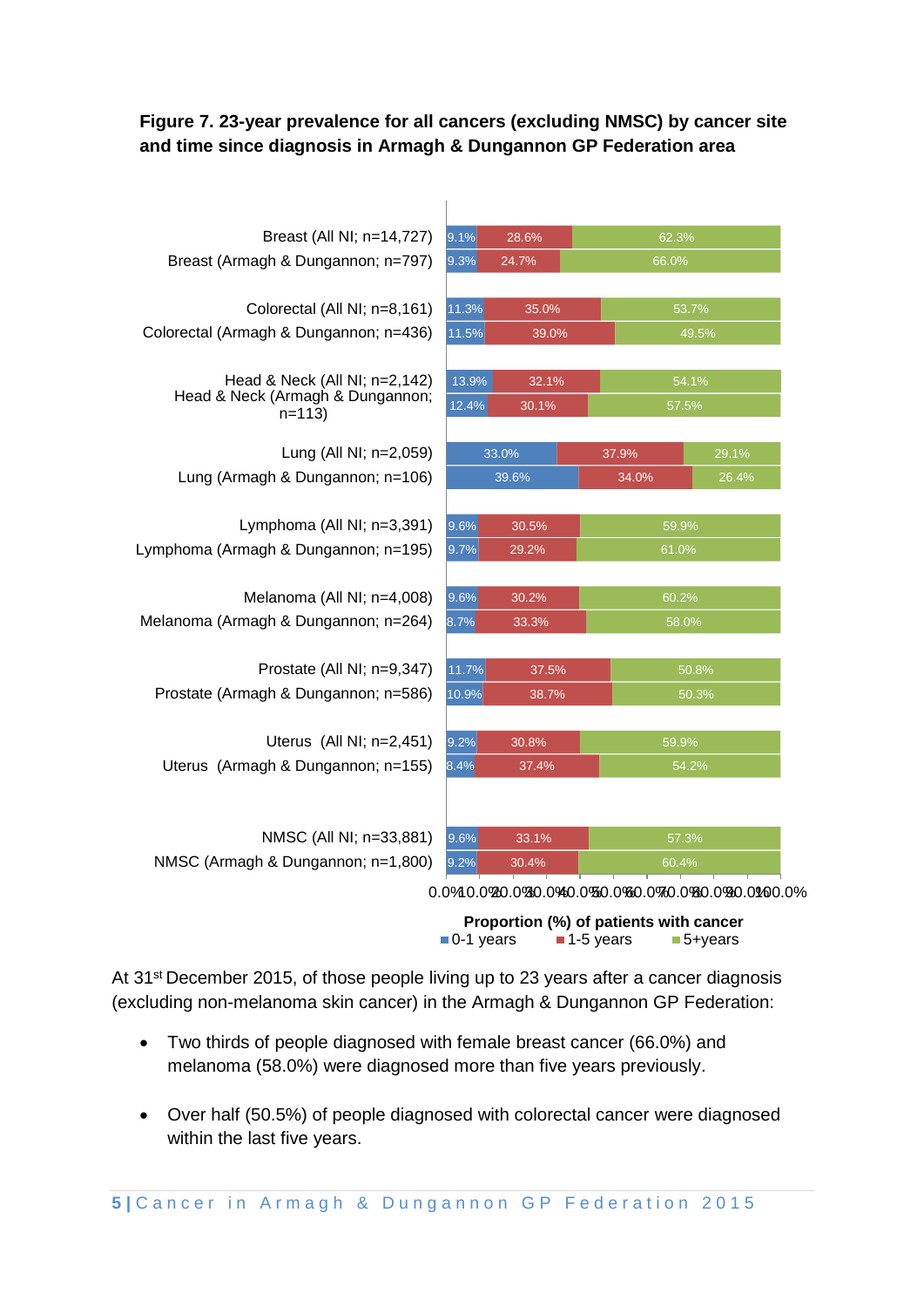**Figure 7. 23-year prevalence for all cancers (excluding NMSC) by cancer site and time since diagnosis in Armagh & Dungannon GP Federation area**

| Cancer site | 0-1 years | 1-5 years | 5+years |
|---|---|---|---|
| Breast (All NI; n=14,727) | 9.1% | 28.6% | 62.3% |
| Breast (Armagh & Dungannon; n=797) | 9.3% | 24.7% | 66.0% |
| Colorectal (All NI; n=8,161) | 11.3% | 35.0% | 53.7% |
| Colorectal (Armagh & Dungannon; n=436) | 11.5% | 39.0% | 49.5% |
| Head & Neck (All NI; n=2,142) | 13.9% | 32.1% | 54.1% |
| Head & Neck (Armagh & Dungannon; n=113) | 12.4% | 30.1% | 57.5% |
| Lung (All NI; n=2,059) | 33.0% | 37.9% | 29.1% |
| Lung (Armagh & Dungannon; n=106) | 39.6% | 34.0% | 26.4% |
| Lymphoma (All NI; n=3,391) | 9.6% | 30.5% | 59.9% |
| Lymphoma (Armagh & Dungannon; n=195) | 9.7% | 29.2% | 61.0% |
| Melanoma (All NI; n=4,008) | 9.6% | 30.2% | 60.2% |
| Melanoma (Armagh & Dungannon; n=264) | 8.7% | 33.3% | 58.0% |
| Prostate (All NI; n=9,347) | 11.7% | 37.5% | 50.8% |
| Prostate (Armagh & Dungannon; n=586) | 10.9% | 38.7% | 50.3% |
| Uterus (All NI; n=2,451) | 9.2% | 30.8% | 59.9% |
| Uterus (Armagh & Dungannon; n=155) | 8.4% | 37.4% | 54.2% |
| NMSC (All NI; n=33,881) | 9.6% | 33.1% | 57.3% |
| NMSC (Armagh & Dungannon; n=1,800) | 9.2% | 30.4% | 60.4% |

Proportion (%) of patients with cancer

At 31st December 2015, of those people living up to 23 years after a cancer diagnosis (excluding non-melanoma skin cancer) in the Armagh & Dungannon GP Federation:

- Two thirds of people diagnosed with female breast cancer (66.0%) and melanoma (58.0%) were diagnosed more than five years previously.
- Over half (50.5%) of people diagnosed with colorectal cancer were diagnosed within the last five years.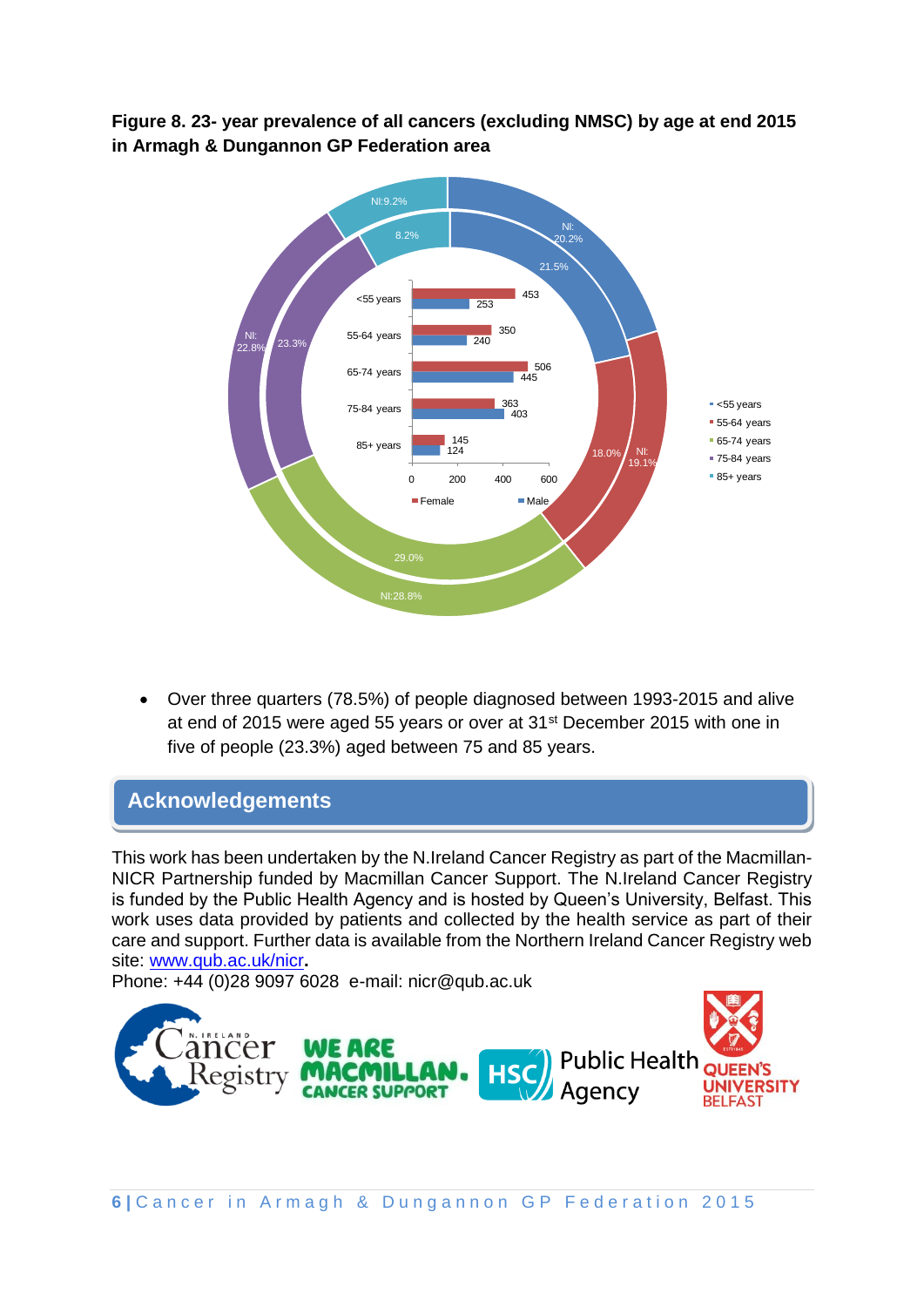**Figure 8. 23- year prevalence of all cancers (excluding NMSC) by age at end 2015 in Armagh & Dungannon GP Federation area**

NI:9.2%
8.2%
NI: 20.2%
21.5%
NI: 22.8%
23.3%
18.0%
NI: 19.1%
29.0%
NI:28.8%

<55 years 453 253
55-64 years 350 240
65-74 years 506 445
75-84 years 363 403
85+ years 145 124
0 200 400 600
Female Male

<55 years
55-64 years
65-74 years
75-84 years
85+ years

- Over three quarters (78.5%) of people diagnosed between 1993-2015 and alive at end of 2015 were aged 55 years or over at 31st December 2015 with one in five of people (23.3%) aged between 75 and 85 years.

## Acknowledgements

This work has been undertaken by the N.Ireland Cancer Registry as part of the Macmillan-NICR Partnership funded by Macmillan Cancer Support. The N.Ireland Cancer Registry is funded by the Public Health Agency and is hosted by Queen's University, Belfast. This work uses data provided by patients and collected by the health service as part of their care and support. Further data is available from the Northern Ireland Cancer Registry web site: www.qub.ac.uk/nicr**.**
Phone: +44 (0)28 9097 6028 e-mail: nicr@qub.ac.uk

N. Ireland Cancer Registry | WE ARE MACMILLAN. CANCER SUPPORT | HSC Public Health Agency | QUEEN'S UNIVERSITY BELFAST